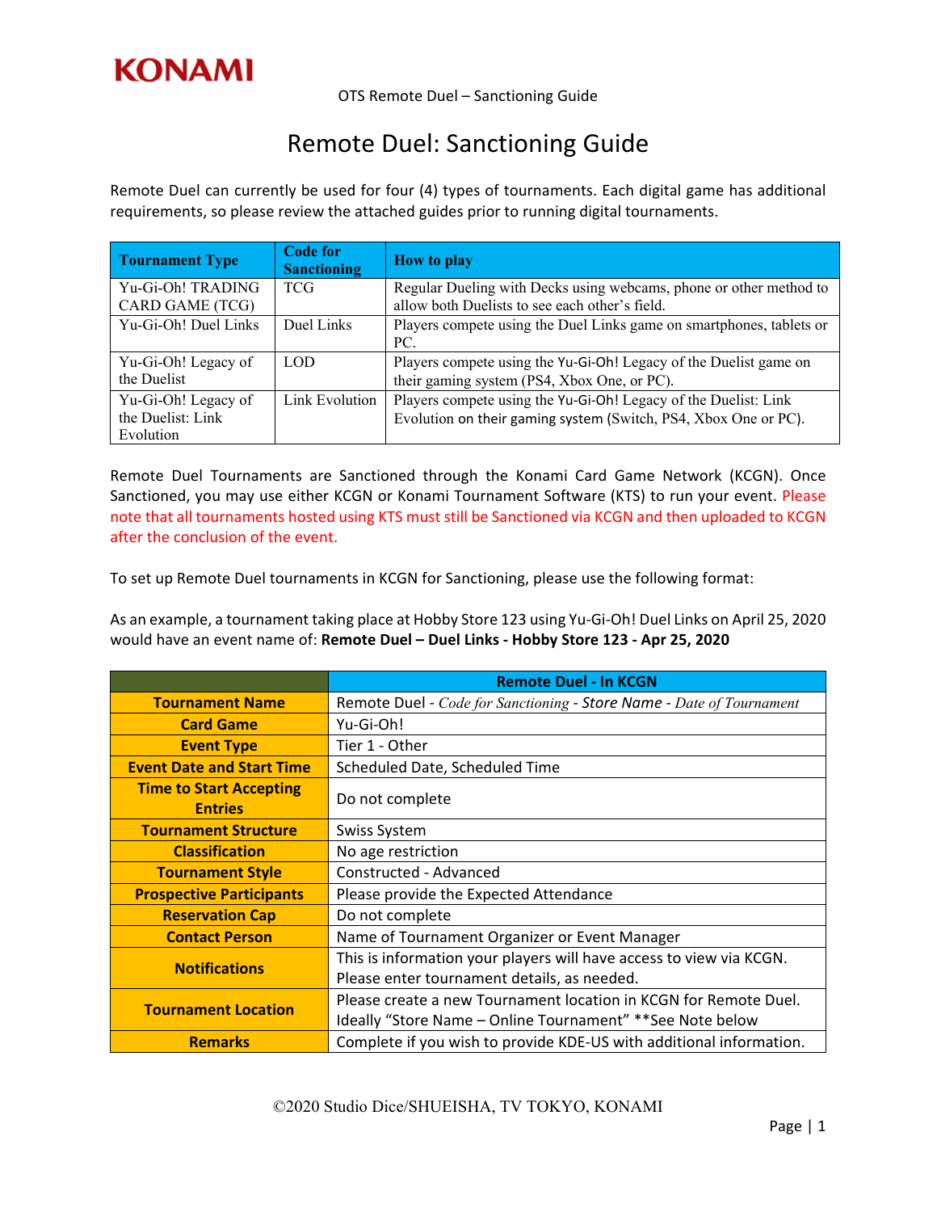KONAMI

OTS Remote Duel – Sanctioning Guide

# Remote Duel: Sanctioning Guide

Remote Duel can currently be used for four (4) types of tournaments. Each digital game has additional requirements, so please review the attached guides prior to running digital tournaments.

| Tournament Type | Code for Sanctioning | How to play |
|---|---|---|
| Yu-Gi-Oh! TRADING CARD GAME (TCG) | TCG | Regular Dueling with Decks using webcams, phone or other method to allow both Duelists to see each other's field. |
| Yu-Gi-Oh! Duel Links | Duel Links | Players compete using the Duel Links game on smartphones, tablets or PC. |
| Yu-Gi-Oh! Legacy of the Duelist | LOD | Players compete using the Yu-Gi-Oh! Legacy of the Duelist game on their gaming system (PS4, Xbox One, or PC). |
| Yu-Gi-Oh! Legacy of the Duelist: Link Evolution | Link Evolution | Players compete using the Yu-Gi-Oh! Legacy of the Duelist: Link Evolution on their gaming system (Switch, PS4, Xbox One or PC). |

Remote Duel Tournaments are Sanctioned through the Konami Card Game Network (KCGN). Once Sanctioned, you may use either KCGN or Konami Tournament Software (KTS) to run your event. Please note that all tournaments hosted using KTS must still be Sanctioned via KCGN and then uploaded to KCGN after the conclusion of the event.

To set up Remote Duel tournaments in KCGN for Sanctioning, please use the following format:

As an example, a tournament taking place at Hobby Store 123 using Yu-Gi-Oh! Duel Links on April 25, 2020 would have an event name of: **Remote Duel – Duel Links - Hobby Store 123 - Apr 25, 2020**

| | Remote Duel - In KCGN |
|---|---|
| **Tournament Name** | Remote Duel - *Code for Sanctioning* - Store Name - *Date of Tournament* |
| **Card Game** | Yu-Gi-Oh! |
| **Event Type** | Tier 1 - Other |
| **Event Date and Start Time** | Scheduled Date, Scheduled Time |
| **Time to Start Accepting Entries** | Do not complete |
| **Tournament Structure** | Swiss System |
| **Classification** | No age restriction |
| **Tournament Style** | Constructed - Advanced |
| **Prospective Participants** | Please provide the Expected Attendance |
| **Reservation Cap** | Do not complete |
| **Contact Person** | Name of Tournament Organizer or Event Manager |
| **Notifications** | This is information your players will have access to view via KCGN. Please enter tournament details, as needed. |
| **Tournament Location** | Please create a new Tournament location in KCGN for Remote Duel. Ideally "Store Name – Online Tournament" **See Note below |
| **Remarks** | Complete if you wish to provide KDE-US with additional information. |

©2020 Studio Dice/SHUEISHA, TV TOKYO, KONAMI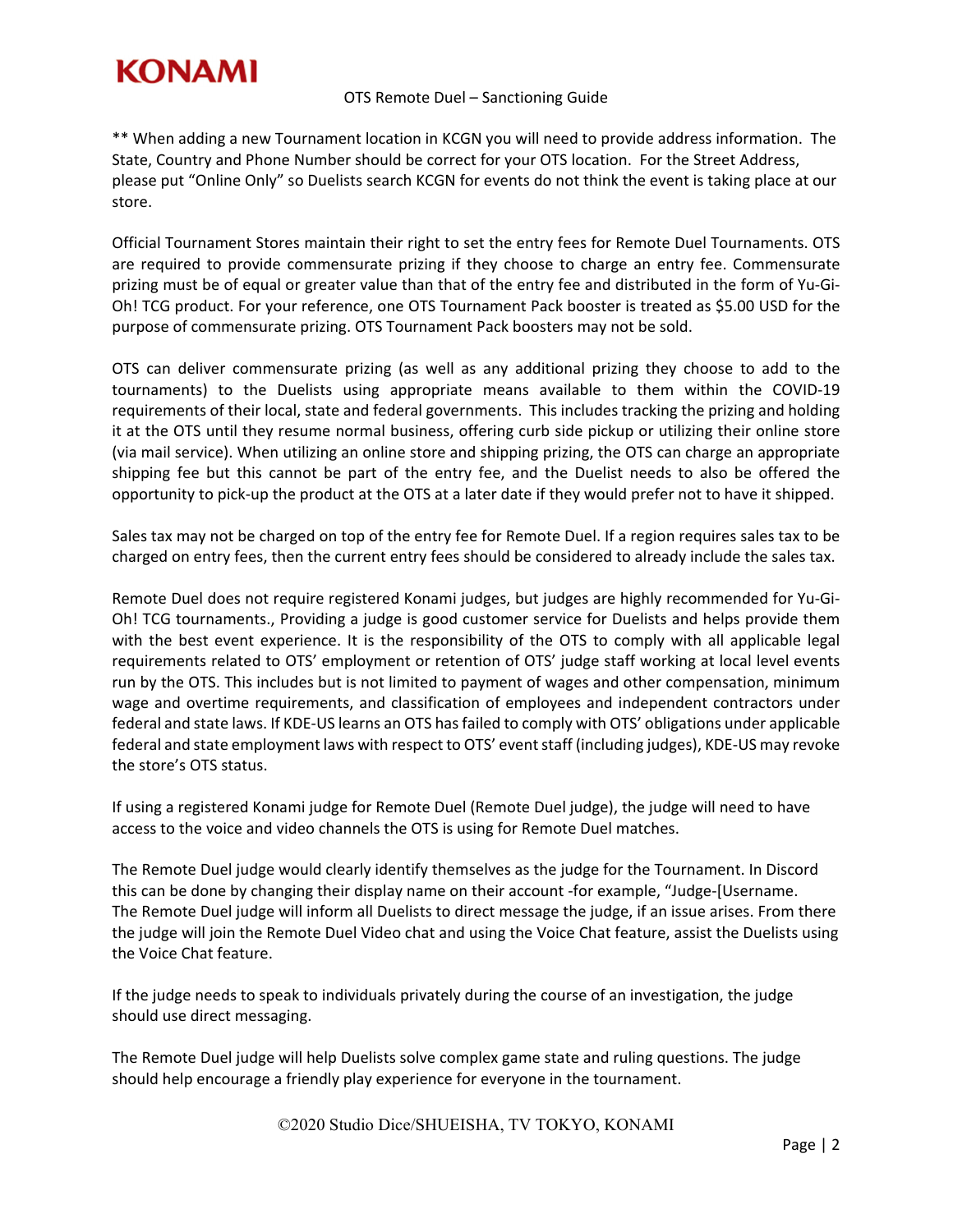** When adding a new Tournament location in KCGN you will need to provide address information. The State, Country and Phone Number should be correct for your OTS location. For the Street Address, please put "Online Only" so Duelists search KCGN for events do not think the event is taking place at our store.

Official Tournament Stores maintain their right to set the entry fees for Remote Duel Tournaments. OTS are required to provide commensurate prizing if they choose to charge an entry fee. Commensurate prizing must be of equal or greater value than that of the entry fee and distributed in the form of Yu-Gi-Oh! TCG product. For your reference, one OTS Tournament Pack booster is treated as $5.00 USD for the purpose of commensurate prizing. OTS Tournament Pack boosters may not be sold.

OTS can deliver commensurate prizing (as well as any additional prizing they choose to add to the tournaments) to the Duelists using appropriate means available to them within the COVID-19 requirements of their local, state and federal governments. This includes tracking the prizing and holding it at the OTS until they resume normal business, offering curb side pickup or utilizing their online store (via mail service). When utilizing an online store and shipping prizing, the OTS can charge an appropriate shipping fee but this cannot be part of the entry fee, and the Duelist needs to also be offered the opportunity to pick-up the product at the OTS at a later date if they would prefer not to have it shipped.

Sales tax may not be charged on top of the entry fee for Remote Duel. If a region requires sales tax to be charged on entry fees, then the current entry fees should be considered to already include the sales tax.

Remote Duel does not require registered Konami judges, but judges are highly recommended for Yu-Gi-Oh! TCG tournaments., Providing a judge is good customer service for Duelists and helps provide them with the best event experience. It is the responsibility of the OTS to comply with all applicable legal requirements related to OTS' employment or retention of OTS' judge staff working at local level events run by the OTS. This includes but is not limited to payment of wages and other compensation, minimum wage and overtime requirements, and classification of employees and independent contractors under federal and state laws. If KDE-US learns an OTS has failed to comply with OTS' obligations under applicable federal and state employment laws with respect to OTS' event staff (including judges), KDE-US may revoke the store's OTS status.

If using a registered Konami judge for Remote Duel (Remote Duel judge), the judge will need to have access to the voice and video channels the OTS is using for Remote Duel matches.

The Remote Duel judge would clearly identify themselves as the judge for the Tournament. In Discord this can be done by changing their display name on their account -for example, "Judge-[Username. The Remote Duel judge will inform all Duelists to direct message the judge, if an issue arises. From there the judge will join the Remote Duel Video chat and using the Voice Chat feature, assist the Duelists using the Voice Chat feature.

If the judge needs to speak to individuals privately during the course of an investigation, the judge should use direct messaging.

The Remote Duel judge will help Duelists solve complex game state and ruling questions. The judge should help encourage a friendly play experience for everyone in the tournament.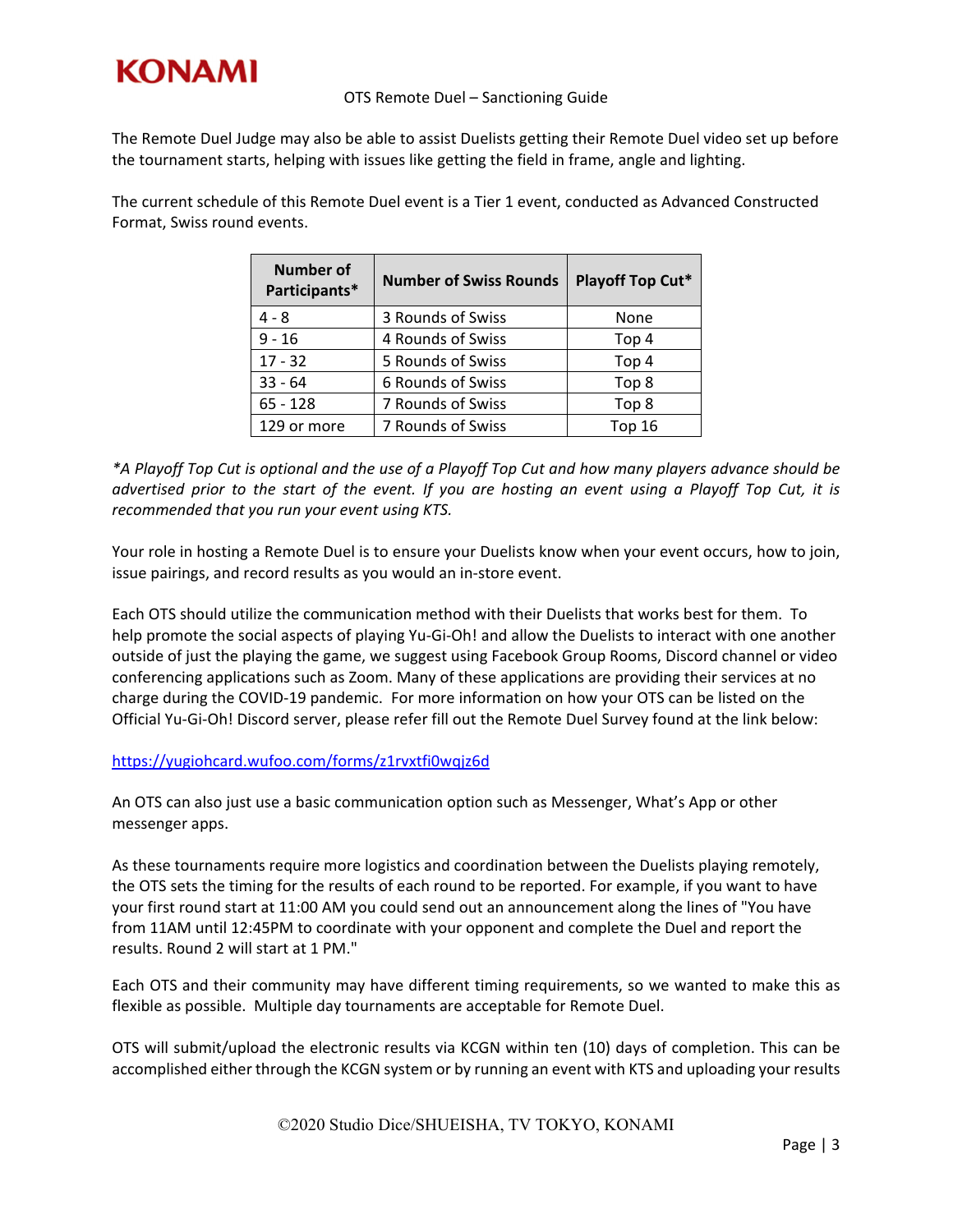The Remote Duel Judge may also be able to assist Duelists getting their Remote Duel video set up before the tournament starts, helping with issues like getting the field in frame, angle and lighting.

The current schedule of this Remote Duel event is a Tier 1 event, conducted as Advanced Constructed Format, Swiss round events.

| Number of Participants* | Number of Swiss Rounds | Playoff Top Cut* |
|---|---|---|
| 4 - 8 | 3 Rounds of Swiss | None |
| 9 - 16 | 4 Rounds of Swiss | Top 4 |
| 17 - 32 | 5 Rounds of Swiss | Top 4 |
| 33 - 64 | 6 Rounds of Swiss | Top 8 |
| 65 - 128 | 7 Rounds of Swiss | Top 8 |
| 129 or more | 7 Rounds of Swiss | Top 16 |

*\*A Playoff Top Cut is optional and the use of a Playoff Top Cut and how many players advance should be advertised prior to the start of the event. If you are hosting an event using a Playoff Top Cut, it is recommended that you run your event using KTS.*

Your role in hosting a Remote Duel is to ensure your Duelists know when your event occurs, how to join, issue pairings, and record results as you would an in-store event.

Each OTS should utilize the communication method with their Duelists that works best for them. To help promote the social aspects of playing Yu-Gi-Oh! and allow the Duelists to interact with one another outside of just the playing the game, we suggest using Facebook Group Rooms, Discord channel or video conferencing applications such as Zoom. Many of these applications are providing their services at no charge during the COVID-19 pandemic. For more information on how your OTS can be listed on the Official Yu-Gi-Oh! Discord server, please refer fill out the Remote Duel Survey found at the link below:

https://yugiohcard.wufoo.com/forms/z1rvxtfi0wqjz6d

An OTS can also just use a basic communication option such as Messenger, What's App or other messenger apps.

As these tournaments require more logistics and coordination between the Duelists playing remotely, the OTS sets the timing for the results of each round to be reported. For example, if you want to have your first round start at 11:00 AM you could send out an announcement along the lines of "You have from 11AM until 12:45PM to coordinate with your opponent and complete the Duel and report the results. Round 2 will start at 1 PM."

Each OTS and their community may have different timing requirements, so we wanted to make this as flexible as possible. Multiple day tournaments are acceptable for Remote Duel.

OTS will submit/upload the electronic results via KCGN within ten (10) days of completion. This can be accomplished either through the KCGN system or by running an event with KTS and uploading your results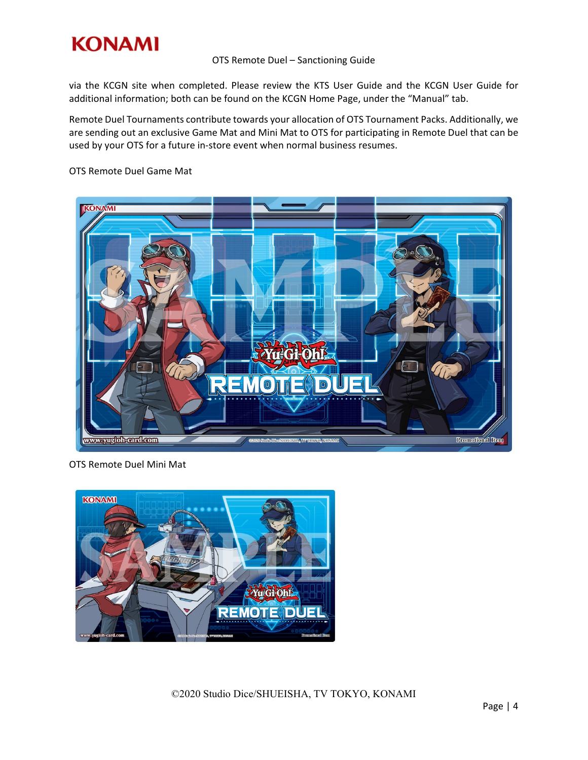via the KCGN site when completed. Please review the KTS User Guide and the KCGN User Guide for additional information; both can be found on the KCGN Home Page, under the "Manual" tab.

Remote Duel Tournaments contribute towards your allocation of OTS Tournament Packs. Additionally, we are sending out an exclusive Game Mat and Mini Mat to OTS for participating in Remote Duel that can be used by your OTS for a future in-store event when normal business resumes.

OTS Remote Duel Game Mat

OTS Remote Duel Mini Mat

©2020 Studio Dice/SHUEISHA, TV TOKYO, KONAMI